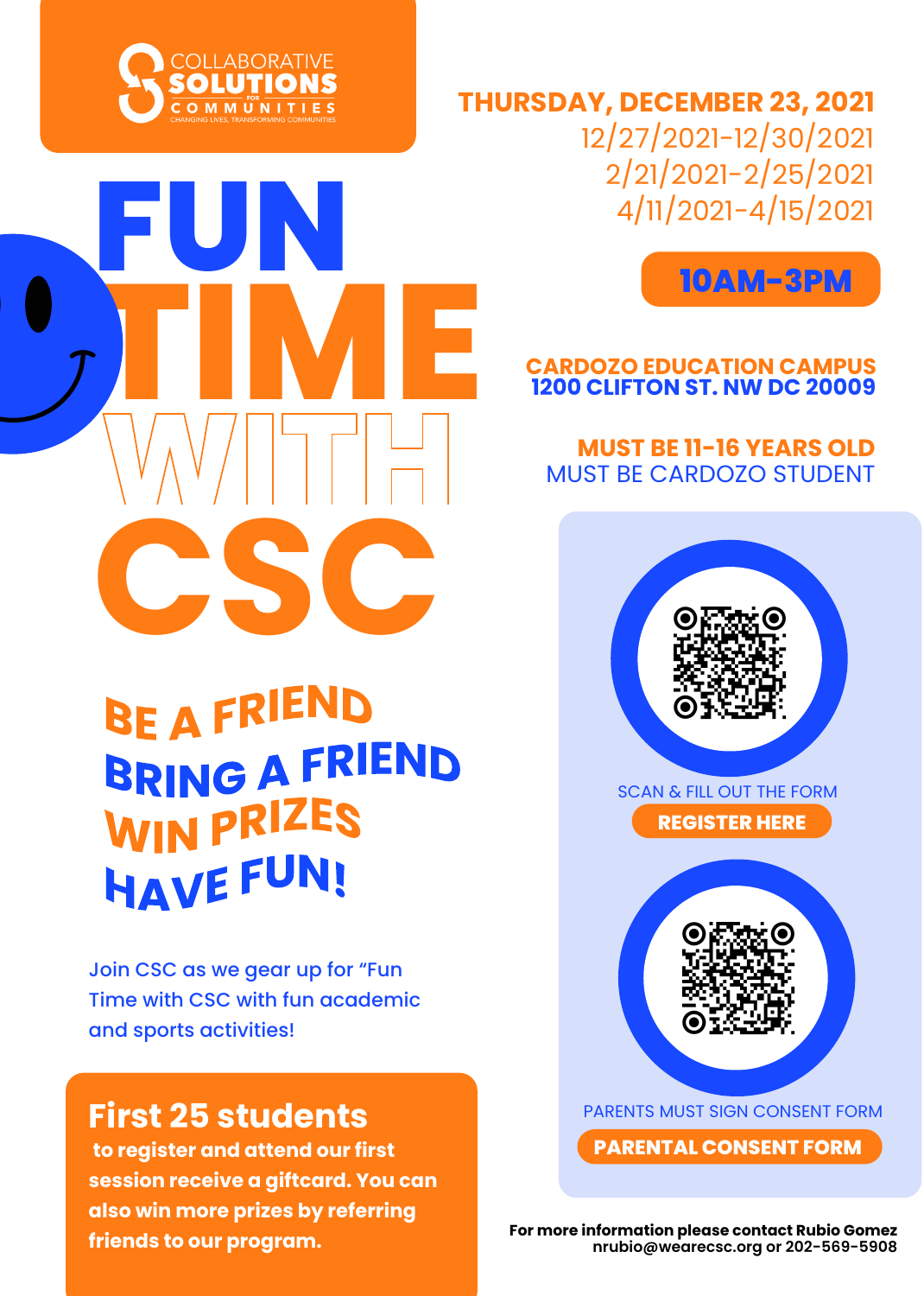COLLABORATIVE **SOLUTIONS** FOR COMMUNITIES
CHANGING LIVES, TRANSFORMING COMMUNITIES

# FUN TIME WITH CSC

**THURSDAY, DECEMBER 23, 2021**
12/27/2021-12/30/2021
2/21/2021-2/25/2021
4/11/2021-4/15/2021

**10AM-3PM**

**CARDOZO EDUCATION CAMPUS**
**1200 CLIFTON ST. NW DC 20009**

**MUST BE 11-16 YEARS OLD**
MUST BE CARDOZO STUDENT

## BE A FRIEND
## BRING A FRIEND
## WIN PRIZES
## HAVE FUN!

Join CSC as we gear up for “Fun Time with CSC with fun academic and sports activities!

SCAN & FILL OUT THE FORM
**REGISTER HERE**

PARENTS MUST SIGN CONSENT FORM
**PARENTAL CONSENT FORM**

## First 25 students

**to register and attend our first session receive a giftcard. You can also win more prizes by referring friends to our program.**

**For more information please contact Rubio Gomez nrubio@wearecsc.org or 202-569-5908**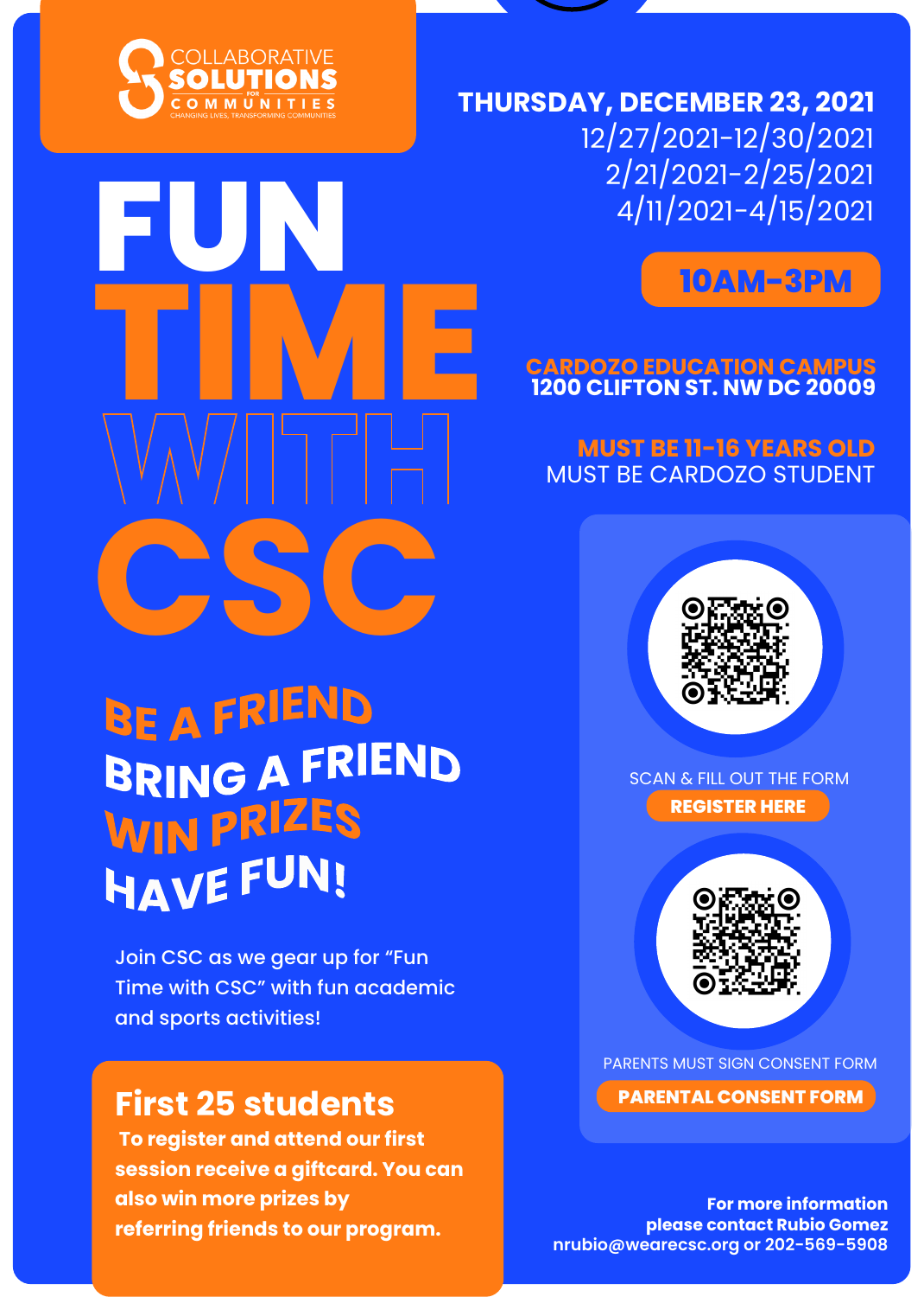COLLABORATIVE **SOLUTIONS** FOR COMMUNITIES
CHANGING LIVES, TRANSFORMING COMMUNITIES

# FUN TIME WITH CSC

**THURSDAY, DECEMBER 23, 2021**
12/27/2021-12/30/2021
2/21/2021-2/25/2021
4/11/2021-4/15/2021

**10AM-3PM**

**CARDOZO EDUCATION CAMPUS**
**1200 CLIFTON ST. NW DC 20009**

**MUST BE 11-16 YEARS OLD**
MUST BE CARDOZO STUDENT

**BE A FRIEND**
**BRING A FRIEND**
**WIN PRIZES**
**HAVE FUN!**

Join CSC as we gear up for "Fun Time with CSC" with fun academic and sports activities!

SCAN & FILL OUT THE FORM
**REGISTER HERE**

PARENTS MUST SIGN CONSENT FORM
**PARENTAL CONSENT FORM**

## First 25 students

**To register and attend our first session receive a giftcard. You can also win more prizes by referring friends to our program.**

**For more information please contact Rubio Gomez**
**nrubio@wearecsc.org or 202-569-5908**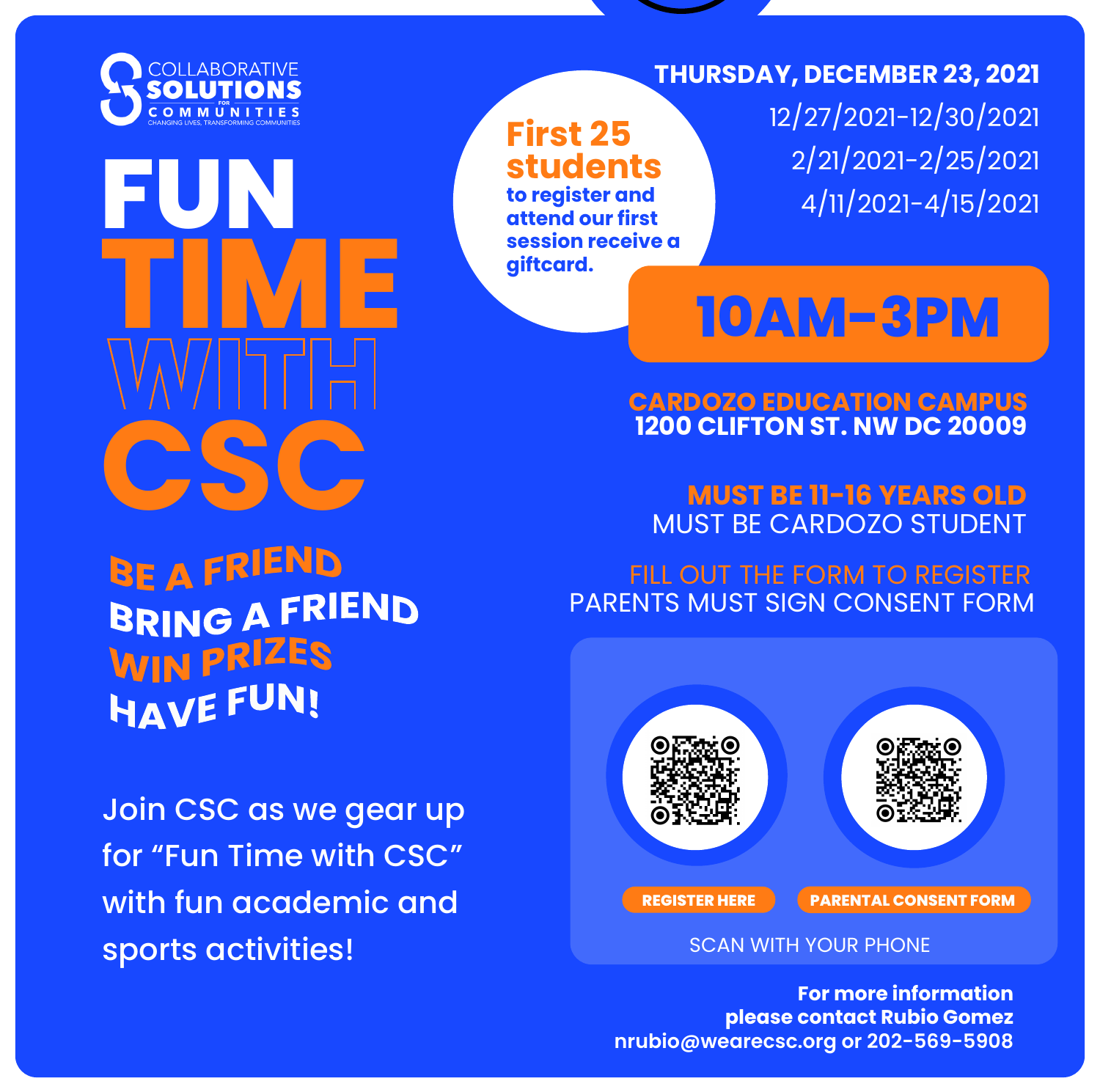COLLABORATIVE SOLUTIONS FOR COMMUNITIES
CHANGING LIVES, TRANSFORMING COMMUNITIES

# FUN TIME WITH CSC

**BE A FRIEND**
**BRING A FRIEND**
**WIN PRIZES**
**HAVE FUN!**

Join CSC as we gear up for "Fun Time with CSC" with fun academic and sports activities!

**First 25 students** to register and attend our first session receive a giftcard.

**THURSDAY, DECEMBER 23, 2021**

12/27/2021-12/30/2021

2/21/2021-2/25/2021

4/11/2021-4/15/2021

## 10AM-3PM

**CARDOZO EDUCATION CAMPUS**
**1200 CLIFTON ST. NW DC 20009**

**MUST BE 11-16 YEARS OLD**
MUST BE CARDOZO STUDENT

FILL OUT THE FORM TO REGISTER
PARENTS MUST SIGN CONSENT FORM

**REGISTER HERE** | **PARENTAL CONSENT FORM**

SCAN WITH YOUR PHONE

**For more information please contact Rubio Gomez**
**nrubio@wearecsc.org or 202-569-5908**